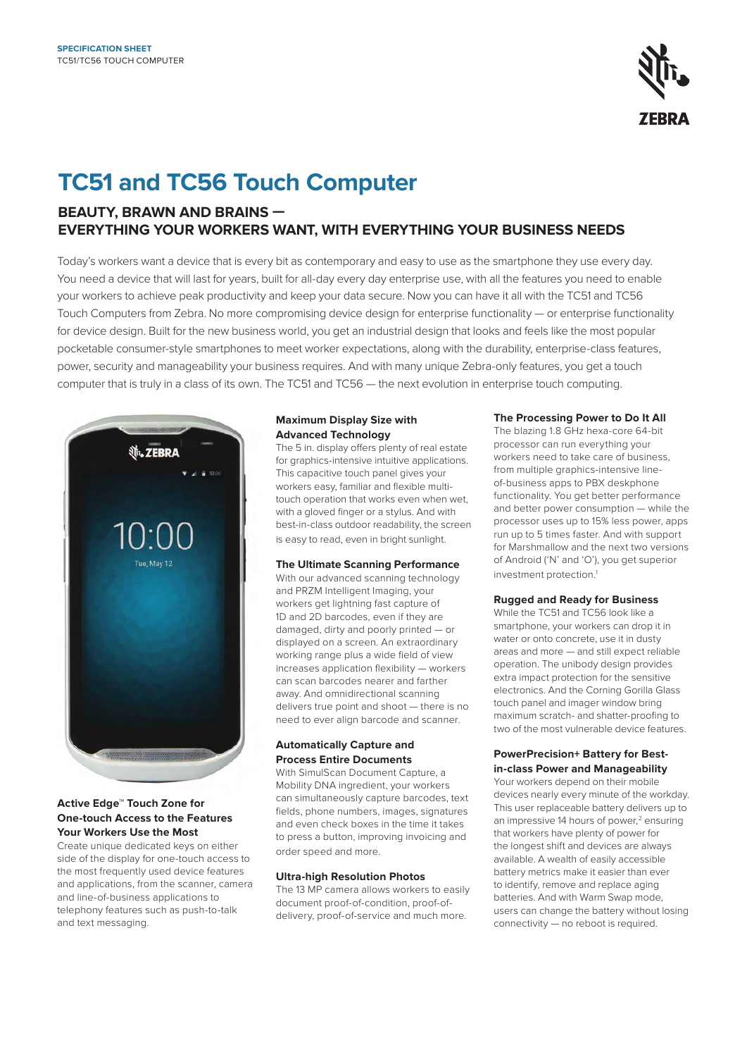SPECIFICATION SHEET
TC51/TC56 TOUCH COMPUTER

# TC51 and TC56 Touch Computer

## BEAUTY, BRAWN AND BRAINS — EVERYTHING YOUR WORKERS WANT, WITH EVERYTHING YOUR BUSINESS NEEDS

Today's workers want a device that is every bit as contemporary and easy to use as the smartphone they use every day. You need a device that will last for years, built for all-day every day enterprise use, with all the features you need to enable your workers to achieve peak productivity and keep your data secure. Now you can have it all with the TC51 and TC56 Touch Computers from Zebra. No more compromising device design for enterprise functionality — or enterprise functionality for device design. Built for the new business world, you get an industrial design that looks and feels like the most popular pocketable consumer-style smartphones to meet worker expectations, along with the durability, enterprise-class features, power, security and manageability your business requires. And with many unique Zebra-only features, you get a touch computer that is truly in a class of its own. The TC51 and TC56 — the next evolution in enterprise touch computing.

### Active Edge™ Touch Zone for One-touch Access to the Features Your Workers Use the Most

Create unique dedicated keys on either side of the display for one-touch access to the most frequently used device features and applications, from the scanner, camera and line-of-business applications to telephony features such as push-to-talk and text messaging.

### Maximum Display Size with Advanced Technology

The 5 in. display offers plenty of real estate for graphics-intensive intuitive applications. This capacitive touch panel gives your workers easy, familiar and flexible multi-touch operation that works even when wet, with a gloved finger or a stylus. And with best-in-class outdoor readability, the screen is easy to read, even in bright sunlight.

### The Ultimate Scanning Performance

With our advanced scanning technology and PRZM Intelligent Imaging, your workers get lightning fast capture of 1D and 2D barcodes, even if they are damaged, dirty and poorly printed — or displayed on a screen. An extraordinary working range plus a wide field of view increases application flexibility — workers can scan barcodes nearer and farther away. And omnidirectional scanning delivers true point and shoot — there is no need to ever align barcode and scanner.

### Automatically Capture and Process Entire Documents

With SimulScan Document Capture, a Mobility DNA ingredient, your workers can simultaneously capture barcodes, text fields, phone numbers, images, signatures and even check boxes in the time it takes to press a button, improving invoicing and order speed and more.

### Ultra-high Resolution Photos

The 13 MP camera allows workers to easily document proof-of-condition, proof-of-delivery, proof-of-service and much more.

### The Processing Power to Do It All

The blazing 1.8 GHz hexa-core 64-bit processor can run everything your workers need to take care of business, from multiple graphics-intensive line-of-business apps to PBX deskphone functionality. You get better performance and better power consumption — while the processor uses up to 15% less power, apps run up to 5 times faster. And with support for Marshmallow and the next two versions of Android ('N' and 'O'), you get superior investment protection.[1]

### Rugged and Ready for Business

While the TC51 and TC56 look like a smartphone, your workers can drop it in water or onto concrete, use it in dusty areas and more — and still expect reliable operation. The unibody design provides extra impact protection for the sensitive electronics. And the Corning Gorilla Glass touch panel and imager window bring maximum scratch- and shatter-proofing to two of the most vulnerable device features.

### PowerPrecision+ Battery for Best-in-class Power and Manageability

Your workers depend on their mobile devices nearly every minute of the workday. This user replaceable battery delivers up to an impressive 14 hours of power,[2] ensuring that workers have plenty of power for the longest shift and devices are always available. A wealth of easily accessible battery metrics make it easier than ever to identify, remove and replace aging batteries. And with Warm Swap mode, users can change the battery without losing connectivity — no reboot is required.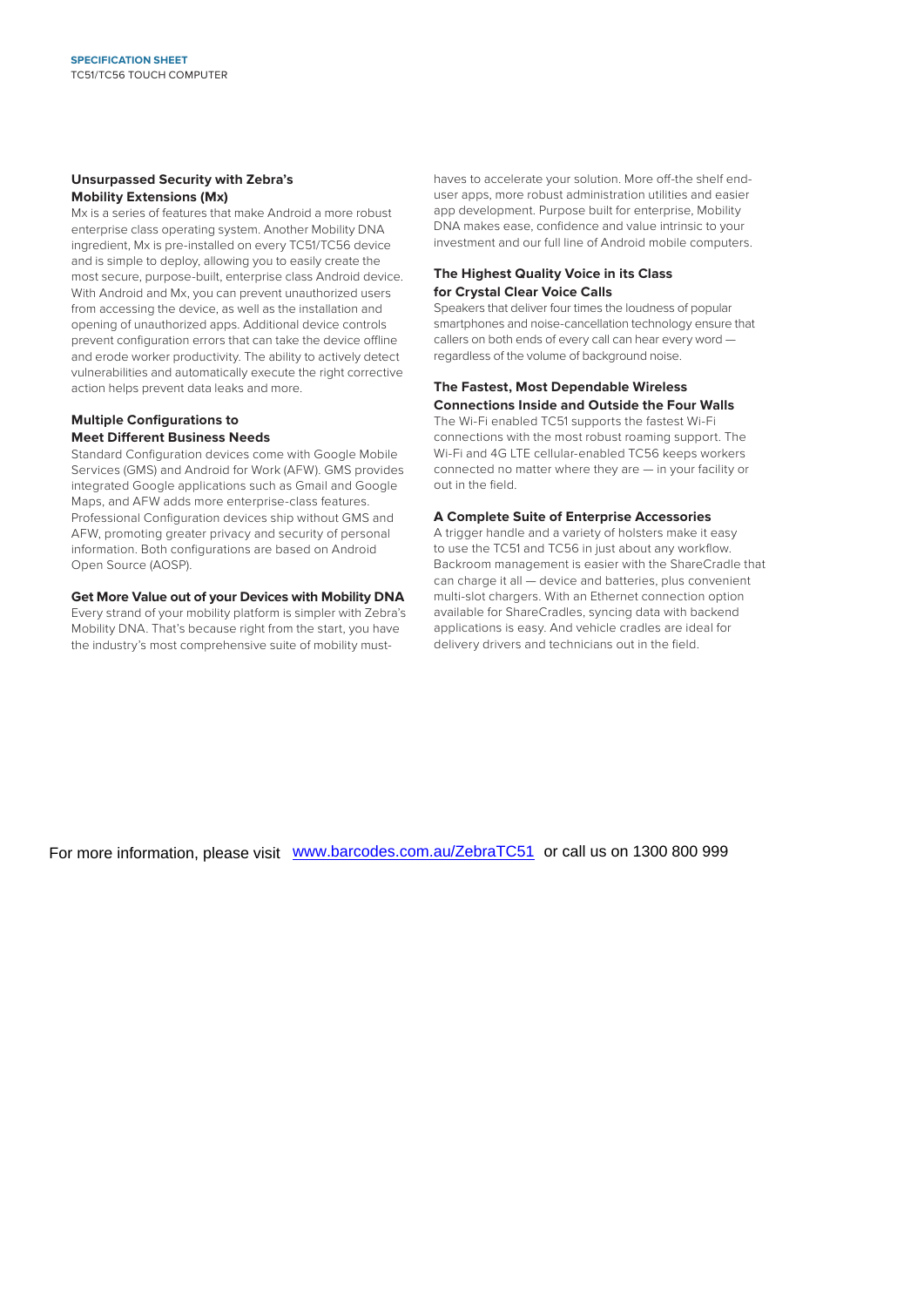### Unsurpassed Security with Zebra's Mobility Extensions (Mx)

Mx is a series of features that make Android a more robust enterprise class operating system. Another Mobility DNA ingredient, Mx is pre-installed on every TC51/TC56 device and is simple to deploy, allowing you to easily create the most secure, purpose-built, enterprise class Android device. With Android and Mx, you can prevent unauthorized users from accessing the device, as well as the installation and opening of unauthorized apps. Additional device controls prevent configuration errors that can take the device offline and erode worker productivity. The ability to actively detect vulnerabilities and automatically execute the right corrective action helps prevent data leaks and more.

### Multiple Configurations to Meet Different Business Needs

Standard Configuration devices come with Google Mobile Services (GMS) and Android for Work (AFW). GMS provides integrated Google applications such as Gmail and Google Maps, and AFW adds more enterprise-class features. Professional Configuration devices ship without GMS and AFW, promoting greater privacy and security of personal information. Both configurations are based on Android Open Source (AOSP).

### Get More Value out of your Devices with Mobility DNA

Every strand of your mobility platform is simpler with Zebra's Mobility DNA. That's because right from the start, you have the industry's most comprehensive suite of mobility must-haves to accelerate your solution. More off-the shelf end-user apps, more robust administration utilities and easier app development. Purpose built for enterprise, Mobility DNA makes ease, confidence and value intrinsic to your investment and our full line of Android mobile computers.

### The Highest Quality Voice in its Class for Crystal Clear Voice Calls

Speakers that deliver four times the loudness of popular smartphones and noise-cancellation technology ensure that callers on both ends of every call can hear every word — regardless of the volume of background noise.

### The Fastest, Most Dependable Wireless Connections Inside and Outside the Four Walls

The Wi-Fi enabled TC51 supports the fastest Wi-Fi connections with the most robust roaming support. The Wi-Fi and 4G LTE cellular-enabled TC56 keeps workers connected no matter where they are — in your facility or out in the field.

### A Complete Suite of Enterprise Accessories

A trigger handle and a variety of holsters make it easy to use the TC51 and TC56 in just about any workflow. Backroom management is easier with the ShareCradle that can charge it all — device and batteries, plus convenient multi-slot chargers. With an Ethernet connection option available for ShareCradles, syncing data with backend applications is easy. And vehicle cradles are ideal for delivery drivers and technicians out in the field.

For more information, please visit www.barcodes.com.au/ZebraTC51 or call us on 1300 800 999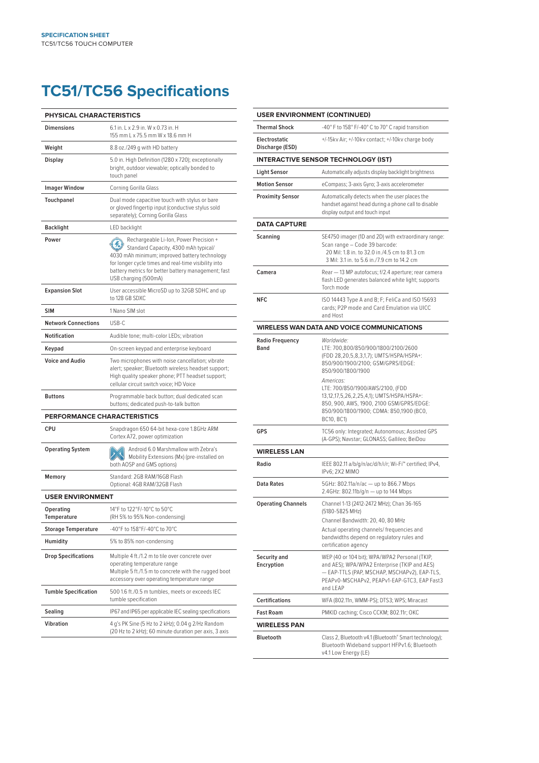# TC51/TC56 Specifications

| PHYSICAL CHARACTERISTICS | |
|---|---|
| Dimensions | 6.1 in. L x 2.9 in. W x 0.73 in. H<br>155 mm L x 75.5 mm W x 18.6 mm H |
| Weight | 8.8 oz./249 g with HD battery |
| Display | 5.0 in. High Definition (1280 x 720); exceptionally bright, outdoor viewable; optically bonded to touch panel |
| Imager Window | Corning Gorilla Glass |
| Touchpanel | Dual mode capacitive touch with stylus or bare or gloved fingertip input (conductive stylus sold separately); Corning Gorilla Glass |
| Backlight | LED backlight |
| Power | Rechargeable Li-Ion, Power Precision + Standard Capacity, 4300 mAh typical/ 4030 mAh minimum; improved battery technology for longer cycle times and real-time visibility into battery metrics for better battery management; fast USB charging (500mA) |
| Expansion Slot | User accessible MicroSD up to 32GB SDHC and up to 128 GB SDXC |
| SIM | 1 Nano SIM slot |
| Network Connections | USB-C |
| Notification | Audible tone; multi-color LEDs; vibration |
| Keypad | On-screen keypad and enterprise keyboard |
| Voice and Audio | Two microphones with noise cancellation; vibrate alert; speaker; Bluetooth wireless headset support; High quality speaker phone; PTT headset support; cellular circuit switch voice; HD Voice |
| Buttons | Programmable back button; dual dedicated scan buttons; dedicated push-to-talk button |

| PERFORMANCE CHARACTERISTICS | |
|---|---|
| CPU | Snapdragon 650 64-bit hexa-core 1.8GHz ARM Cortex A72, power optimization |
| Operating System | Android 6.0 Marshmallow with Zebra's Mobility Extensions (Mx) (pre-installed on both AOSP and GMS options) |
| Memory | Standard: 2GB RAM/16GB Flash<br>Optional: 4GB RAM/32GB Flash |

| USER ENVIRONMENT | |
|---|---|
| Operating Temperature | 14°F to 122°F/-10°C to 50°C<br>(RH 5% to 95% Non-condensing) |
| Storage Temperature | -40°F to 158°F/-40°C to 70°C |
| Humidity | 5% to 85% non-condensing |
| Drop Specifications | Multiple 4 ft./1.2 m to tile over concrete over operating temperature range<br>Multiple 5 ft./1.5 m to concrete with the rugged boot accessory over operating temperature range |
| Tumble Specification | 500 1.6 ft./0.5 m tumbles, meets or exceeds IEC tumble specification |
| Sealing | IP67 and IP65 per applicable IEC sealing specifications |
| Vibration | 4 g's PK Sine (5 Hz to 2 kHz); 0.04 g 2/Hz Random (20 Hz to 2 kHz); 60 minute duration per axis, 3 axis |

| USER ENVIRONMENT (CONTINUED) | |
|---|---|
| Thermal Shock | -40° F to 158° F/-40° C to 70° C rapid transition |
| Electrostatic Discharge (ESD) | +/-15kv Air; +/-10kv contact; +/-10kv charge body |

| INTERACTIVE SENSOR TECHNOLOGY (IST) | |
|---|---|
| Light Sensor | Automatically adjusts display backlight brightness |
| Motion Sensor | eCompass; 3-axis Gyro; 3-axis accelerometer |
| Proximity Sensor | Automatically detects when the user places the handset against head during a phone call to disable display output and touch input |

| DATA CAPTURE | |
|---|---|
| Scanning | SE4750 imager (1D and 2D) with extraordinary range:<br>Scan range – Code 39 barcode:<br>20 Mil: 1.8 in. to 32.0 in./4.5 cm to 81.3 cm<br>3 Mil: 3.1 in. to 5.6 in./7.9 cm to 14.2 cm |
| Camera | Rear — 13 MP autofocus; f/2.4 aperture; rear camera flash LED generates balanced white light; supports Torch mode |
| NFC | ISO 14443 Type A and B; F; FeliCa and ISO 15693 cards; P2P mode and Card Emulation via UICC and Host |

| WIRELESS WAN DATA AND VOICE COMMUNICATIONS | |
|---|---|
| Radio Frequency Band | *Worldwide:*<br>LTE: 700,800/850/900/1800/2100/2600 (FDD 28,20,5,8,3,1,7); UMTS/HSPA/HSPA+: 850/900/1900/2100; GSM/GPRS/EDGE: 850/900/1800/1900<br>*Americas:*<br>LTE: 700/850/1900/AWS/2100, (FDD 13,12,17,5,26,2,25,4,1); UMTS/HSPA/HSPA+: 850, 900, AWS, 1900, 2100 GSM/GPRS/EDGE: 850/900/1800/1900; CDMA: 850,1900 (BC0, BC10, BC1) |
| GPS | TC56 only: Integrated; Autonomous; Assisted GPS (A-GPS); Navstar; GLONASS; Gallileo; BeiDou |

| WIRELESS LAN | |
|---|---|
| Radio | IEEE 802.11 a/b/g/n/ac/d/h/i/r; Wi-Fi™ certified; IPv4, IPv6; 2X2 MIMO |
| Data Rates | 5GHz: 802.11a/n/ac — up to 866.7 Mbps<br>2.4GHz: 802.11b/g/n — up to 144 Mbps |
| Operating Channels | Channel 1-13 (2412-2472 MHz); Chan 36-165 (5180-5825 MHz)<br>Channel Bandwidth: 20, 40, 80 MHz<br>Actual operating channels/ frequencies and bandwidths depend on regulatory rules and certification agency |
| Security and Encryption | WEP (40 or 104 bit); WPA/WPA2 Personal (TKIP, and AES); WPA/WPA2 Enterprise (TKIP and AES) — EAP-TTLS (PAP, MSCHAP, MSCHAPv2), EAP-TLS, PEAPv0-MSCHAPv2, PEAPv1-EAP-GTC3, EAP Fast3 and LEAP |
| Certifications | WFA (802.11n, WMM-PS); DTS3; WPS; Miracast |
| Fast Roam | PMKID caching; Cisco CCKM; 802.11r; OKC |

| WIRELESS PAN | |
|---|---|
| Bluetooth | Class 2, Bluetooth v4.1 (Bluetooth® Smart technology); Bluetooth Wideband support HFPv1.6; Bluetooth v4.1 Low Energy (LE) |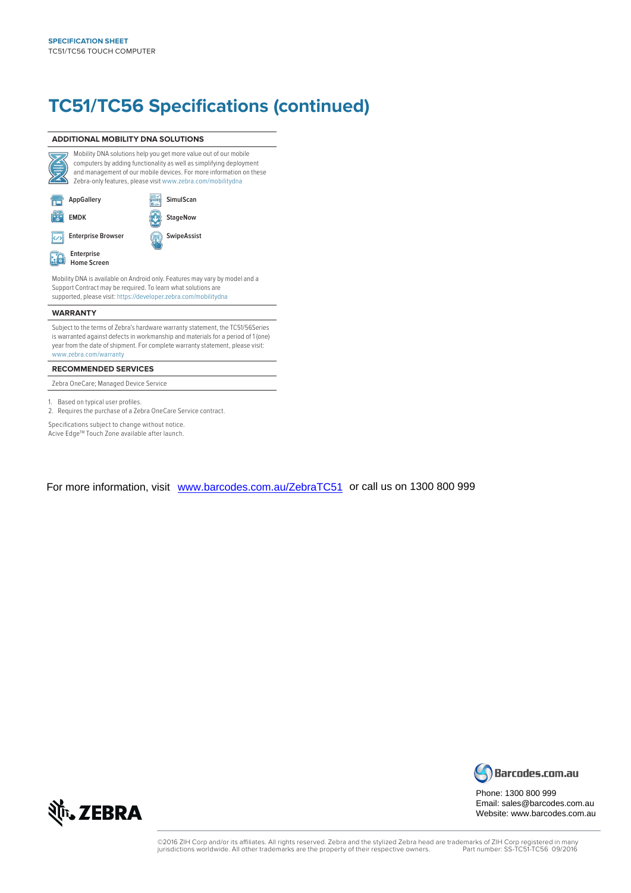# TC51/TC56 Specifications (continued)

## ADDITIONAL MOBILITY DNA SOLUTIONS

Mobility DNA solutions help you get more value out of our mobile computers by adding functionality as well as simplifying deployment and management of our mobile devices. For more information on these Zebra-only features, please visit www.zebra.com/mobilitydna

- AppGallery
- EMDK
- Enterprise Browser
- Enterprise Home Screen
- SimulScan
- StageNow
- SwipeAssist

Mobility DNA is available on Android only. Features may vary by model and a Support Contract may be required. To learn what solutions are supported, please visit: https://developer.zebra.com/mobilitydna

## WARRANTY

Subject to the terms of Zebra's hardware warranty statement, the TC51/56Series is warranted against defects in workmanship and materials for a period of 1 (one) year from the date of shipment. For complete warranty statement, please visit: www.zebra.com/warranty

## RECOMMENDED SERVICES

Zebra OneCare; Managed Device Service

1. Based on typical user profiles.
2. Requires the purchase of a Zebra OneCare Service contract.

Specifications subject to change without notice.
Acive Edge™ Touch Zone available after launch.

For more information, visit www.barcodes.com.au/ZebraTC51 or call us on 1300 800 999

Barcodes.com.au

Phone: 1300 800 999
Email: sales@barcodes.com.au
Website: www.barcodes.com.au

ZEBRA

©2016 ZIH Corp and/or its affiliates. All rights reserved. Zebra and the stylized Zebra head are trademarks of ZIH Corp registered in many jurisdictions worldwide. All other trademarks are the property of their respective owners. Part number: SS-TC51-TC56 09/2016